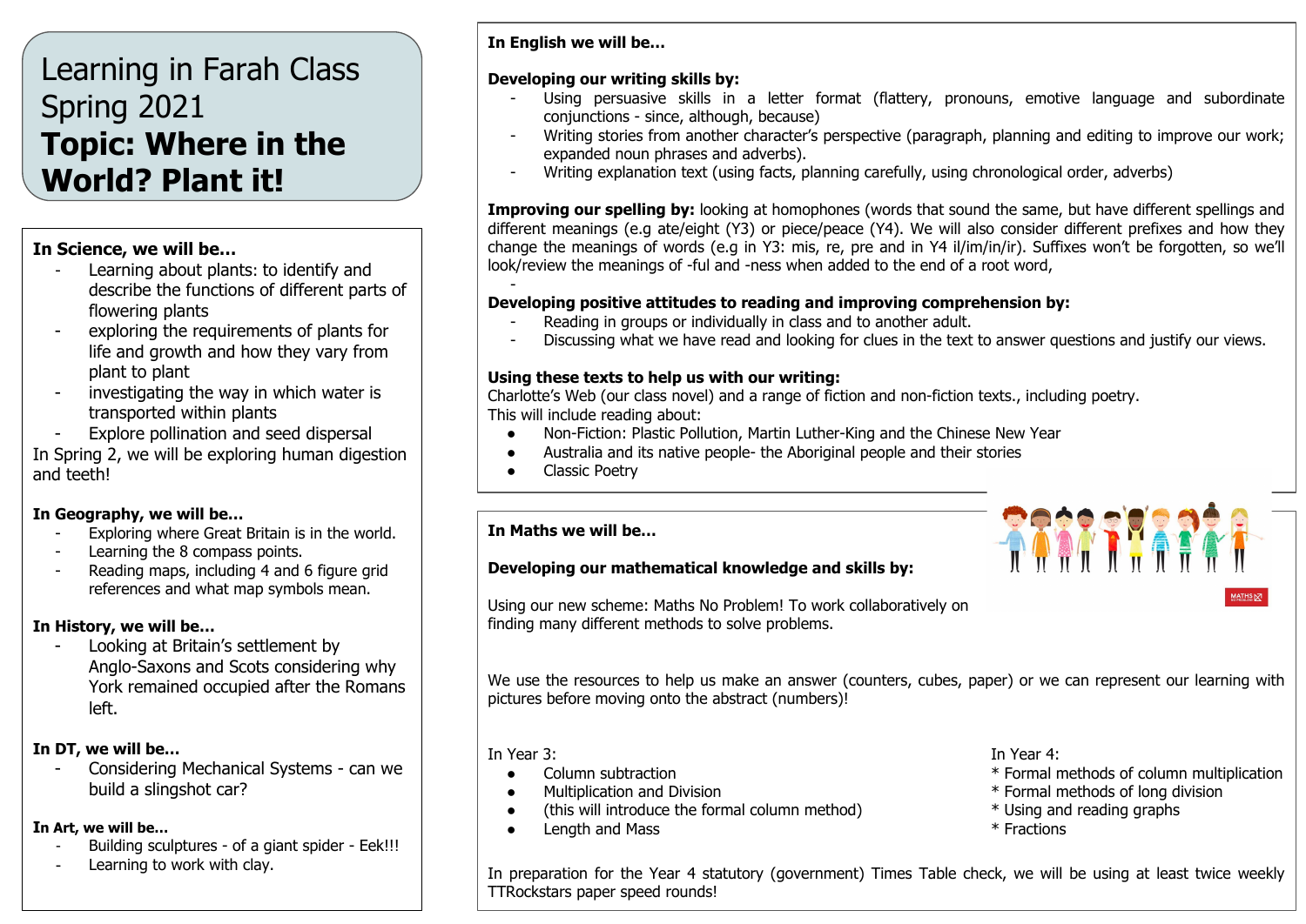# Learning in Farah Class Spring 2021
# **Topic: Where in the World? Plant it!**

**In Science, we will be…**

- Learning about plants: to identify and describe the functions of different parts of flowering plants
- exploring the requirements of plants for life and growth and how they vary from plant to plant
- investigating the way in which water is transported within plants
- Explore pollination and seed dispersal

In Spring 2, we will be exploring human digestion and teeth!

**In Geography, we will be…**

- Exploring where Great Britain is in the world.
- Learning the 8 compass points.
- Reading maps, including 4 and 6 figure grid references and what map symbols mean.

**In History, we will be…**

- Looking at Britain's settlement by Anglo-Saxons and Scots considering why York remained occupied after the Romans left.

**In DT, we will be…**

- Considering Mechanical Systems - can we build a slingshot car?

**In Art, we will be…**

- Building sculptures - of a giant spider - Eek!!!
- Learning to work with clay.

**In English we will be…**

**Developing our writing skills by:**

- Using persuasive skills in a letter format (flattery, pronouns, emotive language and subordinate conjunctions - since, although, because)
- Writing stories from another character's perspective (paragraph, planning and editing to improve our work; expanded noun phrases and adverbs).
- Writing explanation text (using facts, planning carefully, using chronological order, adverbs)

**Improving our spelling by:** looking at homophones (words that sound the same, but have different spellings and different meanings (e.g ate/eight (Y3) or piece/peace (Y4). We will also consider different prefixes and how they change the meanings of words (e.g in Y3: mis, re, pre and in Y4 il/im/in/ir). Suffixes won't be forgotten, so we'll look/review the meanings of -ful and -ness when added to the end of a root word,

-

**Developing positive attitudes to reading and improving comprehension by:**

- Reading in groups or individually in class and to another adult.
- Discussing what we have read and looking for clues in the text to answer questions and justify our views.

**Using these texts to help us with our writing:**

Charlotte's Web (our class novel) and a range of fiction and non-fiction texts., including poetry.
This will include reading about:

- Non-Fiction: Plastic Pollution, Martin Luther-King and the Chinese New Year
- Australia and its native people- the Aboriginal people and their stories
- Classic Poetry

**In Maths we will be…**

**Developing our mathematical knowledge and skills by:**

Using our new scheme: Maths No Problem! To work collaboratively on finding many different methods to solve problems.

We use the resources to help us make an answer (counters, cubes, paper) or we can represent our learning with pictures before moving onto the abstract (numbers)!

In Year 3:

- Column subtraction
- Multiplication and Division
- (this will introduce the formal column method)
- Length and Mass

In Year 4:

* Formal methods of column multiplication
* Formal methods of long division
* Using and reading graphs
* Fractions

In preparation for the Year 4 statutory (government) Times Table check, we will be using at least twice weekly TTRockstars paper speed rounds!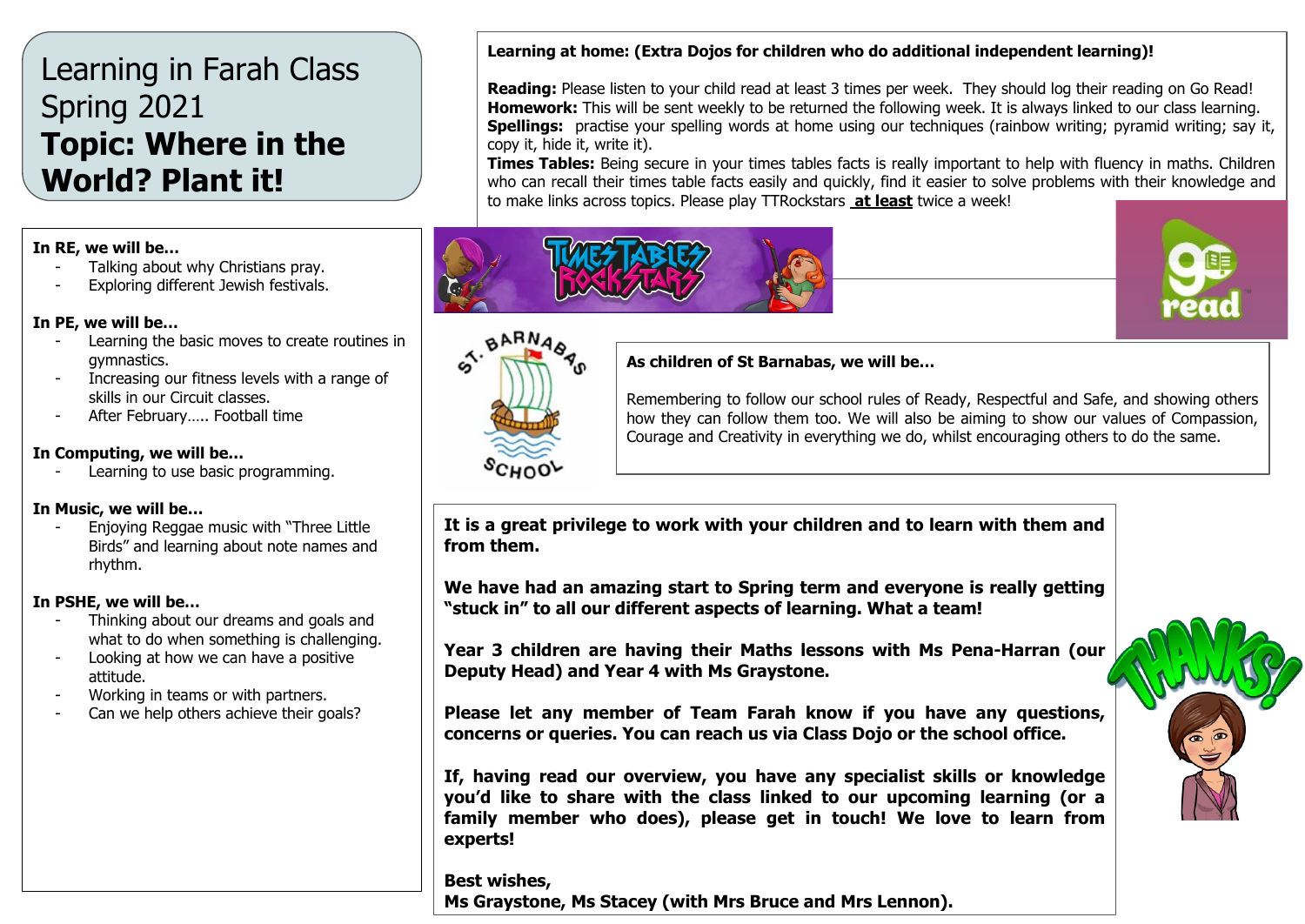# Learning in Farah Class Spring 2021

# Topic: Where in the World? Plant it!

**In RE, we will be…**

- Talking about why Christians pray.
- Exploring different Jewish festivals.

**In PE, we will be…**

- Learning the basic moves to create routines in gymnastics.
- Increasing our fitness levels with a range of skills in our Circuit classes.
- After February….. Football time

**In Computing, we will be…**

- Learning to use basic programming.

**In Music, we will be…**

- Enjoying Reggae music with "Three Little Birds" and learning about note names and rhythm.

**In PSHE, we will be…**

- Thinking about our dreams and goals and what to do when something is challenging.
- Looking at how we can have a positive attitude.
- Working in teams or with partners.
- Can we help others achieve their goals?

**Learning at home: (Extra Dojos for children who do additional independent learning)!**

**Reading:** Please listen to your child read at least 3 times per week. They should log their reading on Go Read!
**Homework:** This will be sent weekly to be returned the following week. It is always linked to our class learning.
**Spellings:** practise your spelling words at home using our techniques (rainbow writing; pyramid writing; say it, copy it, hide it, write it).
**Times Tables:** Being secure in your times tables facts is really important to help with fluency in maths. Children who can recall their times table facts easily and quickly, find it easier to solve problems with their knowledge and to make links across topics. Please play TTRockstars **at least** twice a week!

**As children of St Barnabas, we will be…**

Remembering to follow our school rules of Ready, Respectful and Safe, and showing others how they can follow them too. We will also be aiming to show our values of Compassion, Courage and Creativity in everything we do, whilst encouraging others to do the same.

**It is a great privilege to work with your children and to learn with them and from them.**

**We have had an amazing start to Spring term and everyone is really getting "stuck in" to all our different aspects of learning. What a team!**

**Year 3 children are having their Maths lessons with Ms Pena-Harran (our Deputy Head) and Year 4 with Ms Graystone.**

**Please let any member of Team Farah know if you have any questions, concerns or queries. You can reach us via Class Dojo or the school office.**

**If, having read our overview, you have any specialist skills or knowledge you'd like to share with the class linked to our upcoming learning (or a family member who does), please get in touch! We love to learn from experts!**

**Best wishes,**
**Ms Graystone, Ms Stacey (with Mrs Bruce and Mrs Lennon).**